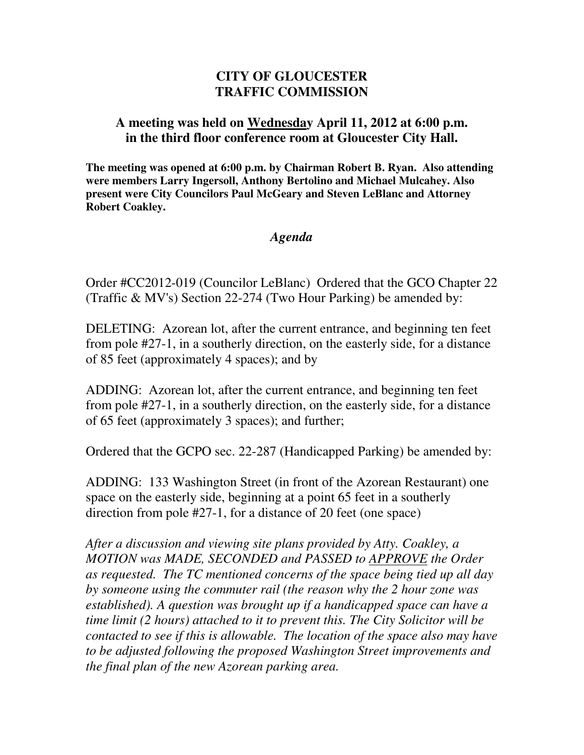# CITY OF GLOUCESTER
# TRAFFIC COMMISSION

## A meeting was held on <u>Wednesday</u> April 11, 2012 at 6:00 p.m. in the third floor conference room at Gloucester City Hall.

**The meeting was opened at 6:00 p.m. by Chairman Robert B. Ryan. Also attending were members Larry Ingersoll, Anthony Bertolino and Michael Mulcahey. Also present were City Councilors Paul McGeary and Steven LeBlanc and Attorney Robert Coakley.**

### *Agenda*

Order #CC2012-019 (Councilor LeBlanc) Ordered that the GCO Chapter 22 (Traffic & MV's) Section 22-274 (Two Hour Parking) be amended by:

DELETING: Azorean lot, after the current entrance, and beginning ten feet from pole #27-1, in a southerly direction, on the easterly side, for a distance of 85 feet (approximately 4 spaces); and by

ADDING: Azorean lot, after the current entrance, and beginning ten feet from pole #27-1, in a southerly direction, on the easterly side, for a distance of 65 feet (approximately 3 spaces); and further;

Ordered that the GCPO sec. 22-287 (Handicapped Parking) be amended by:

ADDING: 133 Washington Street (in front of the Azorean Restaurant) one space on the easterly side, beginning at a point 65 feet in a southerly direction from pole #27-1, for a distance of 20 feet (one space)

*After a discussion and viewing site plans provided by Atty. Coakley, a MOTION was MADE, SECONDED and PASSED to <u>APPROVE</u> the Order as requested. The TC mentioned concerns of the space being tied up all day by someone using the commuter rail (the reason why the 2 hour zone was established). A question was brought up if a handicapped space can have a time limit (2 hours) attached to it to prevent this. The City Solicitor will be contacted to see if this is allowable. The location of the space also may have to be adjusted following the proposed Washington Street improvements and the final plan of the new Azorean parking area.*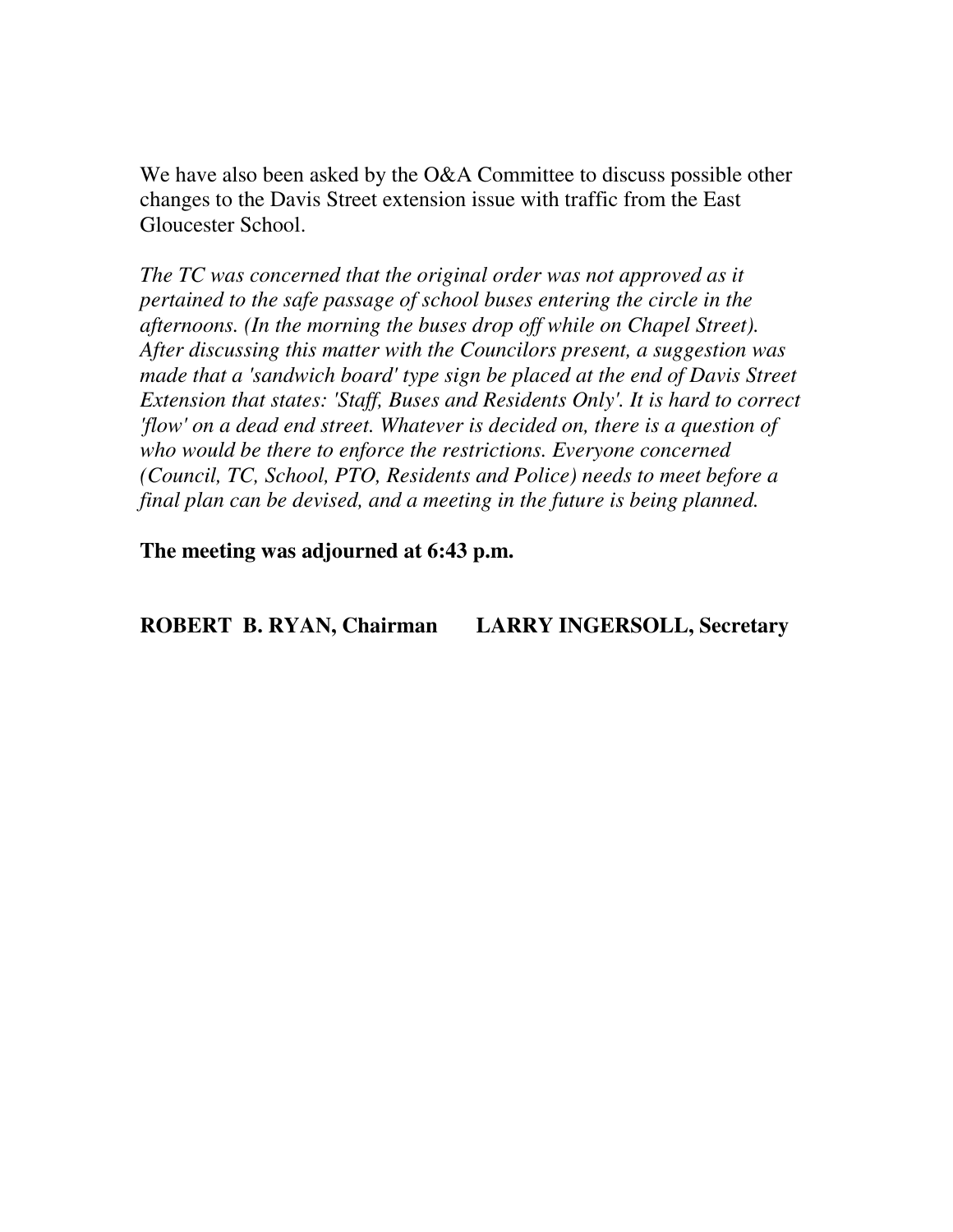We have also been asked by the O&A Committee to discuss possible other changes to the Davis Street extension issue with traffic from the East Gloucester School.

*The TC was concerned that the original order was not approved as it pertained to the safe passage of school buses entering the circle in the afternoons. (In the morning the buses drop off while on Chapel Street). After discussing this matter with the Councilors present, a suggestion was made that a 'sandwich board' type sign be placed at the end of Davis Street Extension that states: 'Staff, Buses and Residents Only'. It is hard to correct 'flow' on a dead end street. Whatever is decided on, there is a question of who would be there to enforce the restrictions. Everyone concerned (Council, TC, School, PTO, Residents and Police) needs to meet before a final plan can be devised, and a meeting in the future is being planned.*

**The meeting was adjourned at 6:43 p.m.**

**ROBERT B. RYAN, Chairman LARRY INGERSOLL, Secretary**